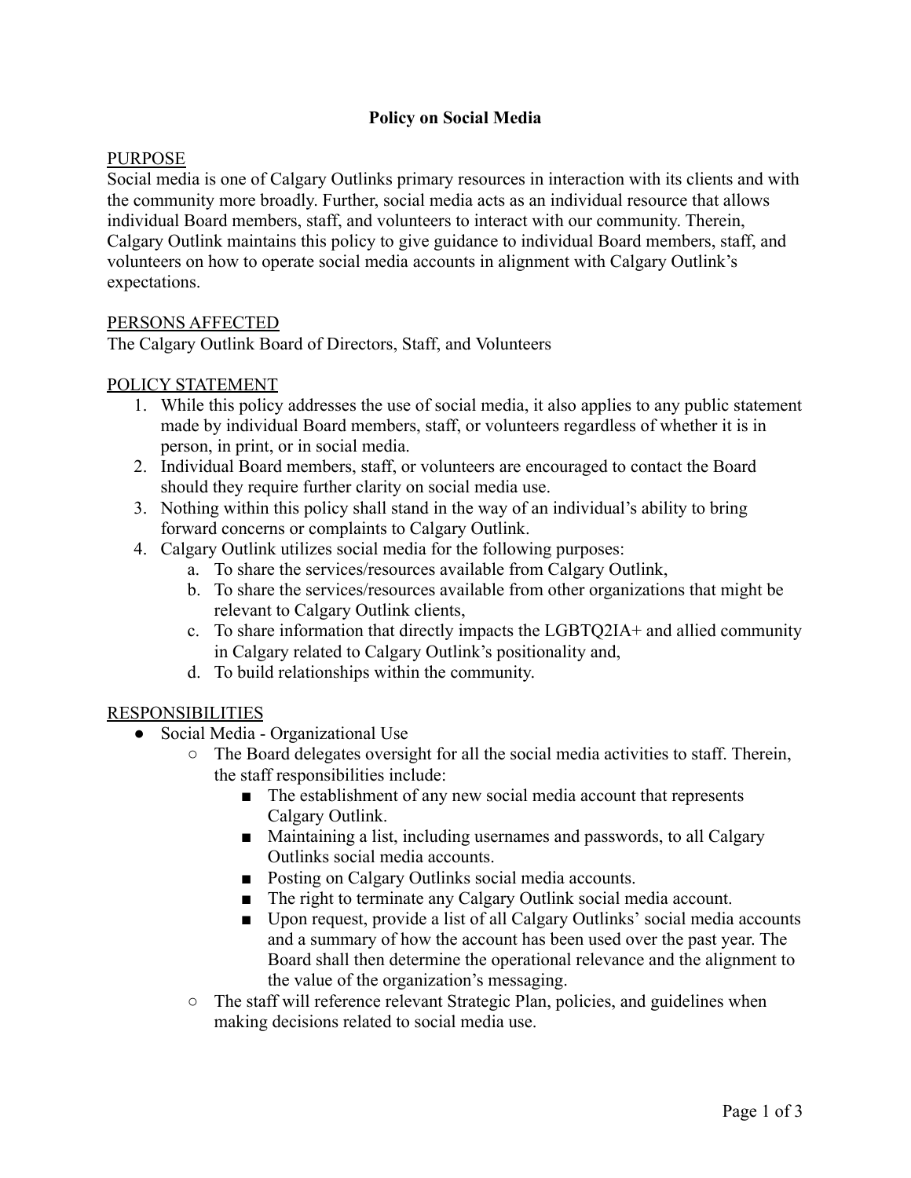# Policy on Social Media

## PURPOSE

Social media is one of Calgary Outlinks primary resources in interaction with its clients and with the community more broadly. Further, social media acts as an individual resource that allows individual Board members, staff, and volunteers to interact with our community. Therein, Calgary Outlink maintains this policy to give guidance to individual Board members, staff, and volunteers on how to operate social media accounts in alignment with Calgary Outlink's expectations.

## PERSONS AFFECTED

The Calgary Outlink Board of Directors, Staff, and Volunteers

## POLICY STATEMENT

1. While this policy addresses the use of social media, it also applies to any public statement made by individual Board members, staff, or volunteers regardless of whether it is in person, in print, or in social media.
2. Individual Board members, staff, or volunteers are encouraged to contact the Board should they require further clarity on social media use.
3. Nothing within this policy shall stand in the way of an individual's ability to bring forward concerns or complaints to Calgary Outlink.
4. Calgary Outlink utilizes social media for the following purposes:
   a. To share the services/resources available from Calgary Outlink,
   b. To share the services/resources available from other organizations that might be relevant to Calgary Outlink clients,
   c. To share information that directly impacts the LGBTQ2IA+ and allied community in Calgary related to Calgary Outlink's positionality and,
   d. To build relationships within the community.

## RESPONSIBILITIES

- Social Media - Organizational Use
  - The Board delegates oversight for all the social media activities to staff. Therein, the staff responsibilities include:
    - The establishment of any new social media account that represents Calgary Outlink.
    - Maintaining a list, including usernames and passwords, to all Calgary Outlinks social media accounts.
    - Posting on Calgary Outlinks social media accounts.
    - The right to terminate any Calgary Outlink social media account.
    - Upon request, provide a list of all Calgary Outlinks' social media accounts and a summary of how the account has been used over the past year. The Board shall then determine the operational relevance and the alignment to the value of the organization's messaging.
  - The staff will reference relevant Strategic Plan, policies, and guidelines when making decisions related to social media use.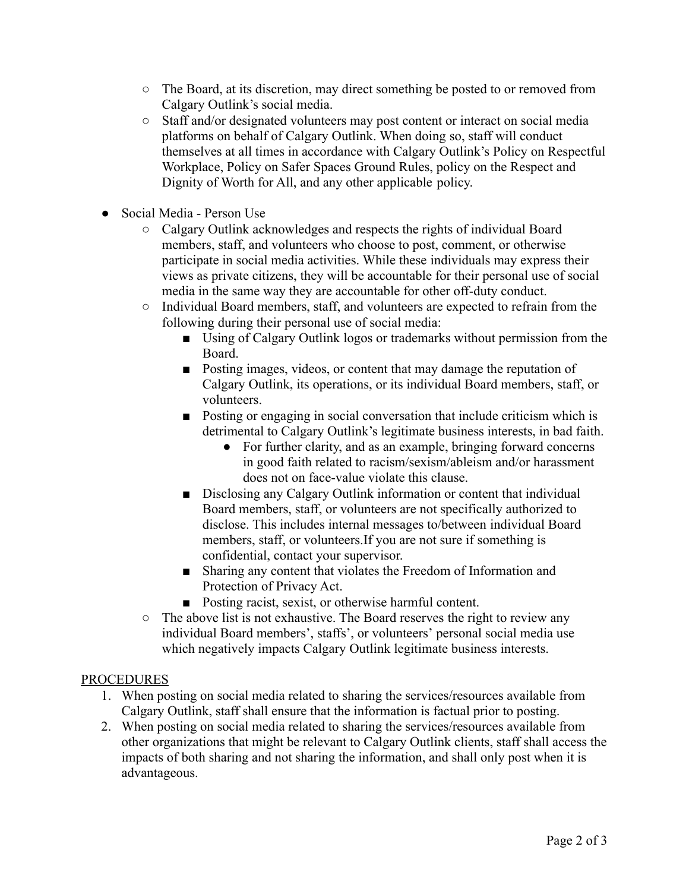- The Board, at its discretion, may direct something be posted to or removed from Calgary Outlink's social media.
  - Staff and/or designated volunteers may post content or interact on social media platforms on behalf of Calgary Outlink. When doing so, staff will conduct themselves at all times in accordance with Calgary Outlink's Policy on Respectful Workplace, Policy on Safer Spaces Ground Rules, policy on the Respect and Dignity of Worth for All, and any other applicable policy.

- Social Media - Person Use
  - Calgary Outlink acknowledges and respects the rights of individual Board members, staff, and volunteers who choose to post, comment, or otherwise participate in social media activities. While these individuals may express their views as private citizens, they will be accountable for their personal use of social media in the same way they are accountable for other off-duty conduct.
  - Individual Board members, staff, and volunteers are expected to refrain from the following during their personal use of social media:
    - Using of Calgary Outlink logos or trademarks without permission from the Board.
    - Posting images, videos, or content that may damage the reputation of Calgary Outlink, its operations, or its individual Board members, staff, or volunteers.
    - Posting or engaging in social conversation that include criticism which is detrimental to Calgary Outlink's legitimate business interests, in bad faith.
      - For further clarity, and as an example, bringing forward concerns in good faith related to racism/sexism/ableism and/or harassment does not on face-value violate this clause.
    - Disclosing any Calgary Outlink information or content that individual Board members, staff, or volunteers are not specifically authorized to disclose. This includes internal messages to/between individual Board members, staff, or volunteers.If you are not sure if something is confidential, contact your supervisor.
    - Sharing any content that violates the Freedom of Information and Protection of Privacy Act.
    - Posting racist, sexist, or otherwise harmful content.
  - The above list is not exhaustive. The Board reserves the right to review any individual Board members', staffs', or volunteers' personal social media use which negatively impacts Calgary Outlink legitimate business interests.

<u>PROCEDURES</u>

1. When posting on social media related to sharing the services/resources available from Calgary Outlink, staff shall ensure that the information is factual prior to posting.
2. When posting on social media related to sharing the services/resources available from other organizations that might be relevant to Calgary Outlink clients, staff shall access the impacts of both sharing and not sharing the information, and shall only post when it is advantageous.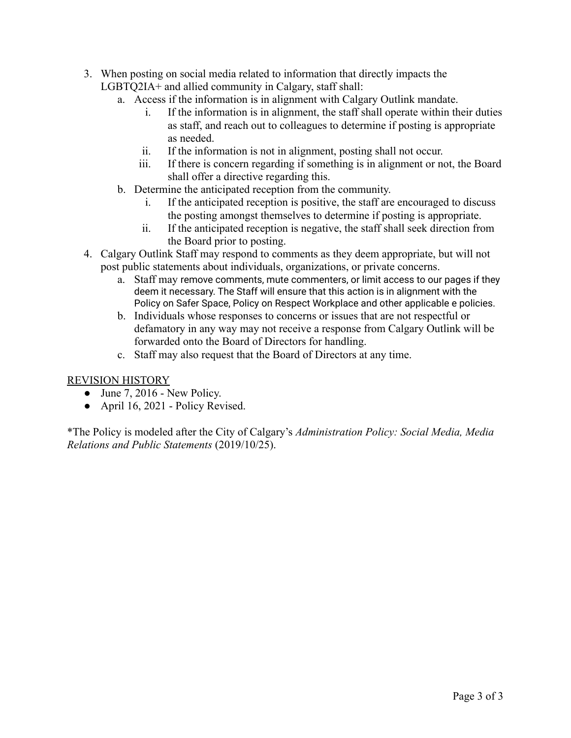3. When posting on social media related to information that directly impacts the LGBTQ2IA+ and allied community in Calgary, staff shall:
   a. Access if the information is in alignment with Calgary Outlink mandate.
      i. If the information is in alignment, the staff shall operate within their duties as staff, and reach out to colleagues to determine if posting is appropriate as needed.
      ii. If the information is not in alignment, posting shall not occur.
      iii. If there is concern regarding if something is in alignment or not, the Board shall offer a directive regarding this.
   b. Determine the anticipated reception from the community.
      i. If the anticipated reception is positive, the staff are encouraged to discuss the posting amongst themselves to determine if posting is appropriate.
      ii. If the anticipated reception is negative, the staff shall seek direction from the Board prior to posting.
4. Calgary Outlink Staff may respond to comments as they deem appropriate, but will not post public statements about individuals, organizations, or private concerns.
   a. Staff may remove comments, mute commenters, or limit access to our pages if they deem it necessary. The Staff will ensure that this action is in alignment with the Policy on Safer Space, Policy on Respect Workplace and other applicable e policies.
   b. Individuals whose responses to concerns or issues that are not respectful or defamatory in any way may not receive a response from Calgary Outlink will be forwarded onto the Board of Directors for handling.
   c. Staff may also request that the Board of Directors at any time.

<u>REVISION HISTORY</u>

- June 7, 2016 - New Policy.
- April 16, 2021 - Policy Revised.

*The Policy is modeled after the City of Calgary's *Administration Policy: Social Media, Media Relations and Public Statements* (2019/10/25).